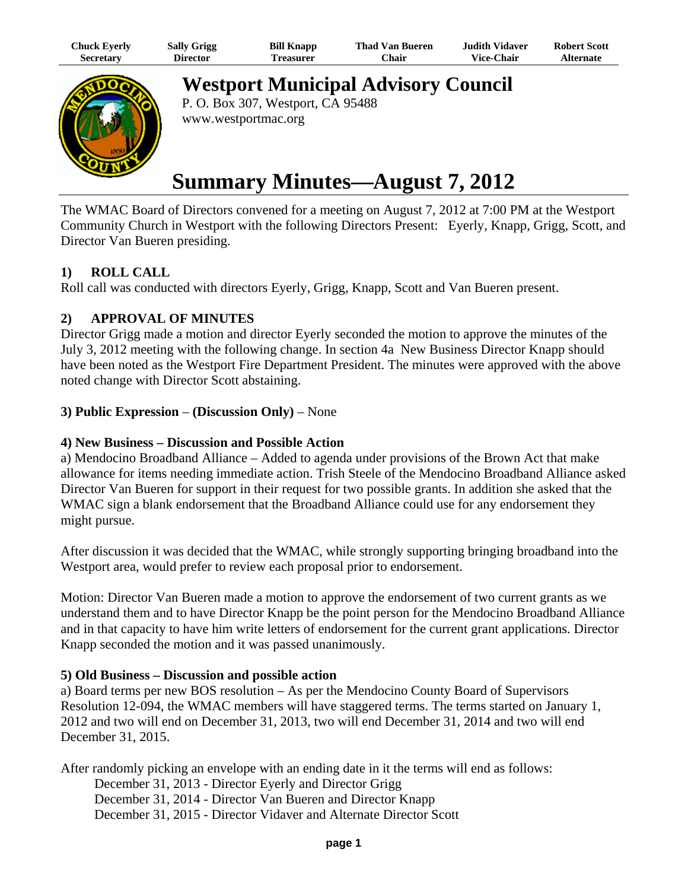| Chuck Eyerly | Sally Grigg | Bill Knapp | Thad Van Bueren | Judith Vidaver | Robert Scott |
| --- | --- | --- | --- | --- | --- |
| Secretary | Director | Treasurer | Chair | Vice-Chair | Alternate |

# Westport Municipal Advisory Council

P. O. Box 307, Westport, CA 95488
www.westportmac.org

# Summary Minutes—August 7, 2012

The WMAC Board of Directors convened for a meeting on August 7, 2012 at 7:00 PM at the Westport Community Church in Westport with the following Directors Present: Eyerly, Knapp, Grigg, Scott, and Director Van Bueren presiding.

## 1) ROLL CALL

Roll call was conducted with directors Eyerly, Grigg, Knapp, Scott and Van Bueren present.

## 2) APPROVAL OF MINUTES

Director Grigg made a motion and director Eyerly seconded the motion to approve the minutes of the July 3, 2012 meeting with the following change. In section 4a New Business Director Knapp should have been noted as the Westport Fire Department President. The minutes were approved with the above noted change with Director Scott abstaining.

**3) Public Expression** – **(Discussion Only)** – None

**4) New Business – Discussion and Possible Action**

a) Mendocino Broadband Alliance – Added to agenda under provisions of the Brown Act that make allowance for items needing immediate action. Trish Steele of the Mendocino Broadband Alliance asked Director Van Bueren for support in their request for two possible grants. In addition she asked that the WMAC sign a blank endorsement that the Broadband Alliance could use for any endorsement they might pursue.

After discussion it was decided that the WMAC, while strongly supporting bringing broadband into the Westport area, would prefer to review each proposal prior to endorsement.

Motion: Director Van Bueren made a motion to approve the endorsement of two current grants as we understand them and to have Director Knapp be the point person for the Mendocino Broadband Alliance and in that capacity to have him write letters of endorsement for the current grant applications. Director Knapp seconded the motion and it was passed unanimously.

**5) Old Business – Discussion and possible action**

a) Board terms per new BOS resolution – As per the Mendocino County Board of Supervisors Resolution 12-094, the WMAC members will have staggered terms. The terms started on January 1, 2012 and two will end on December 31, 2013, two will end December 31, 2014 and two will end December 31, 2015.

After randomly picking an envelope with an ending date in it the terms will end as follows:

December 31, 2013 - Director Eyerly and Director Grigg
December 31, 2014 - Director Van Bueren and Director Knapp
December 31, 2015 - Director Vidaver and Alternate Director Scott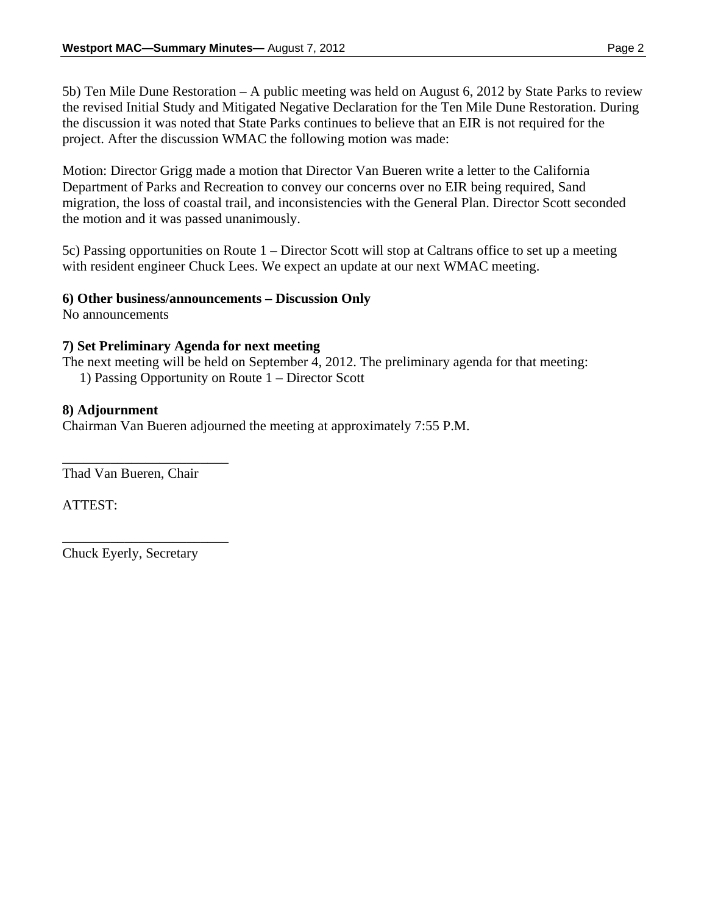5b) Ten Mile Dune Restoration – A public meeting was held on August 6, 2012 by State Parks to review the revised Initial Study and Mitigated Negative Declaration for the Ten Mile Dune Restoration. During the discussion it was noted that State Parks continues to believe that an EIR is not required for the project. After the discussion WMAC the following motion was made:

Motion: Director Grigg made a motion that Director Van Bueren write a letter to the California Department of Parks and Recreation to convey our concerns over no EIR being required, Sand migration, the loss of coastal trail, and inconsistencies with the General Plan. Director Scott seconded the motion and it was passed unanimously.

5c) Passing opportunities on Route 1 – Director Scott will stop at Caltrans office to set up a meeting with resident engineer Chuck Lees. We expect an update at our next WMAC meeting.

**6) Other business/announcements – Discussion Only**

No announcements

**7) Set Preliminary Agenda for next meeting**

The next meeting will be held on September 4, 2012. The preliminary agenda for that meeting:

1) Passing Opportunity on Route 1 – Director Scott

**8) Adjournment**

Chairman Van Bueren adjourned the meeting at approximately 7:55 P.M.

\_\_\_\_\_\_\_\_\_\_\_\_\_\_\_\_\_\_\_\_\_\_\_\_

Thad Van Bueren, Chair

ATTEST:

\_\_\_\_\_\_\_\_\_\_\_\_\_\_\_\_\_\_\_\_\_\_\_\_

Chuck Eyerly, Secretary